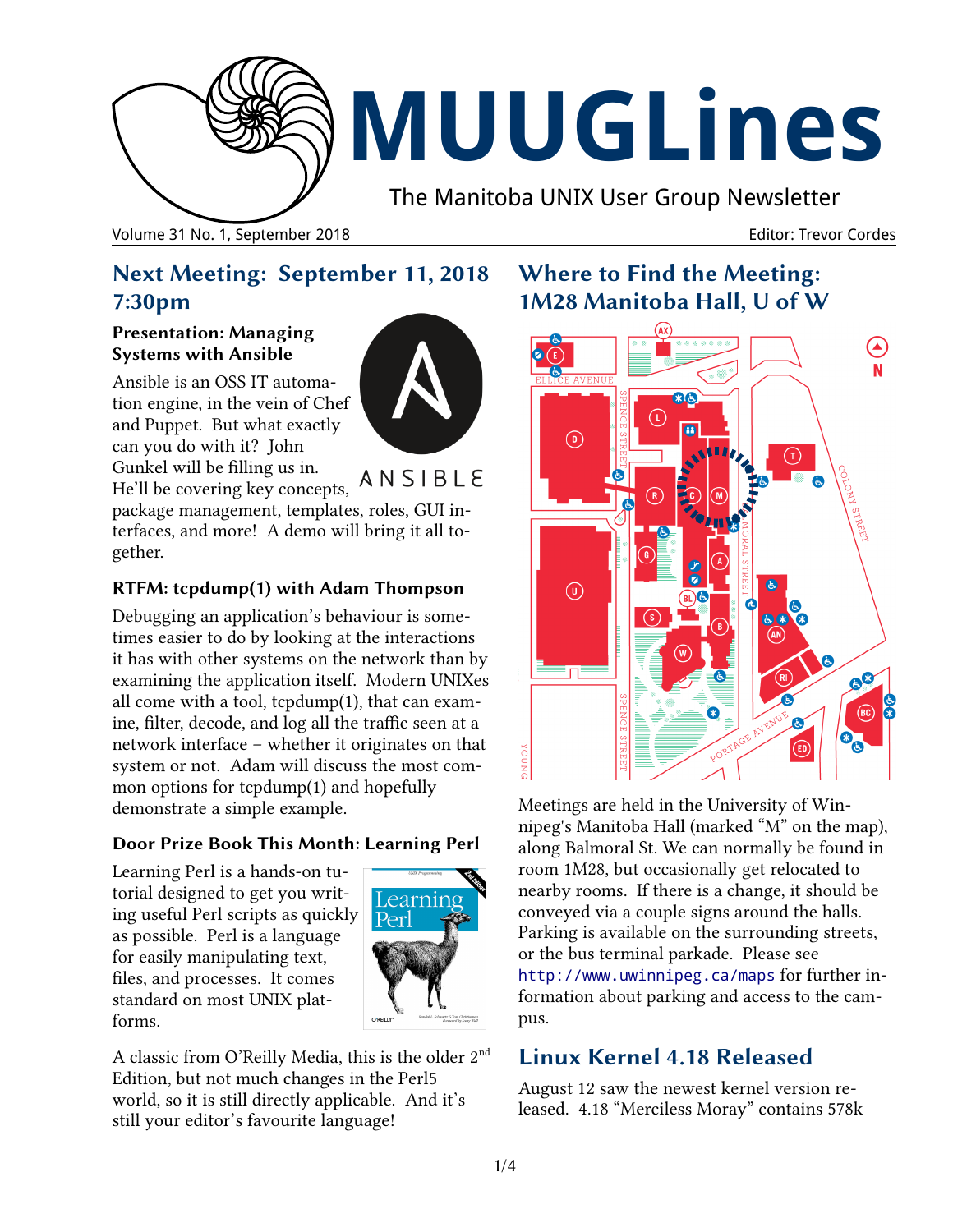# MUUGLines

The Manitoba UNIX User Group Newsletter

Volume 31 No. 1, September 2018 — Editor: Trevor Cordes

## Next Meeting: September 11, 2018 7:30pm

### Presentation: Managing Systems with Ansible

Ansible is an OSS IT automation engine, in the vein of Chef and Puppet. But what exactly can you do with it? John Gunkel will be filling us in. He'll be covering key concepts, package management, templates, roles, GUI interfaces, and more! A demo will bring it all together.

### RTFM: tcpdump(1) with Adam Thompson

Debugging an application's behaviour is sometimes easier to do by looking at the interactions it has with other systems on the network than by examining the application itself. Modern UNIXes all come with a tool, tcpdump(1), that can examine, filter, decode, and log all the traffic seen at a network interface – whether it originates on that system or not. Adam will discuss the most common options for tcpdump(1) and hopefully demonstrate a simple example.

### Door Prize Book This Month: Learning Perl

Learning Perl is a hands-on tutorial designed to get you writing useful Perl scripts as quickly as possible. Perl is a language for easily manipulating text, files, and processes. It comes standard on most UNIX platforms.

A classic from O'Reilly Media, this is the older 2nd Edition, but not much changes in the Perl5 world, so it is still directly applicable. And it's still your editor's favourite language!

## Where to Find the Meeting: 1M28 Manitoba Hall, U of W

Meetings are held in the University of Winnipeg's Manitoba Hall (marked "M" on the map), along Balmoral St. We can normally be found in room 1M28, but occasionally get relocated to nearby rooms. If there is a change, it should be conveyed via a couple signs around the halls. Parking is available on the surrounding streets, or the bus terminal parkade. Please see http://www.uwinnipeg.ca/maps for further information about parking and access to the campus.

## Linux Kernel 4.18 Released

August 12 saw the newest kernel version released. 4.18 "Merciless Moray" contains 578k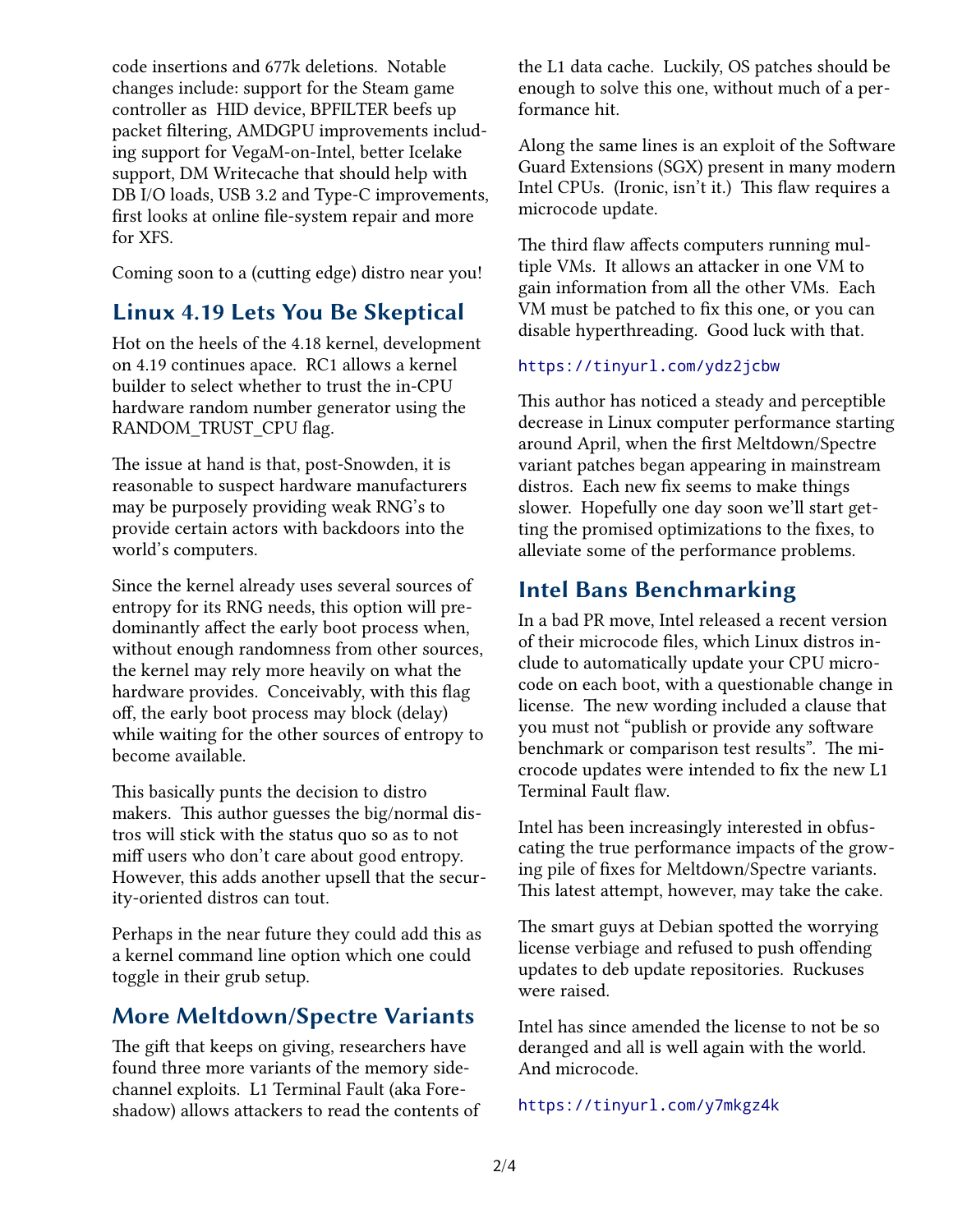code insertions and 677k deletions. Notable changes include: support for the Steam game controller as HID device, BPFILTER beefs up packet filtering, AMDGPU improvements including support for VegaM-on-Intel, better Icelake support, DM Writecache that should help with DB I/O loads, USB 3.2 and Type-C improvements, first looks at online file-system repair and more for XFS.

Coming soon to a (cutting edge) distro near you!

## Linux 4.19 Lets You Be Skeptical

Hot on the heels of the 4.18 kernel, development on 4.19 continues apace. RC1 allows a kernel builder to select whether to trust the in-CPU hardware random number generator using the RANDOM_TRUST_CPU flag.

The issue at hand is that, post-Snowden, it is reasonable to suspect hardware manufacturers may be purposely providing weak RNG's to provide certain actors with backdoors into the world's computers.

Since the kernel already uses several sources of entropy for its RNG needs, this option will predominantly affect the early boot process when, without enough randomness from other sources, the kernel may rely more heavily on what the hardware provides. Conceivably, with this flag off, the early boot process may block (delay) while waiting for the other sources of entropy to become available.

This basically punts the decision to distro makers. This author guesses the big/normal distros will stick with the status quo so as to not miff users who don't care about good entropy. However, this adds another upsell that the security-oriented distros can tout.

Perhaps in the near future they could add this as a kernel command line option which one could toggle in their grub setup.

## More Meltdown/Spectre Variants

The gift that keeps on giving, researchers have found three more variants of the memory side-channel exploits. L1 Terminal Fault (aka Foreshadow) allows attackers to read the contents of the L1 data cache. Luckily, OS patches should be enough to solve this one, without much of a performance hit.

Along the same lines is an exploit of the Software Guard Extensions (SGX) present in many modern Intel CPUs. (Ironic, isn't it.) This flaw requires a microcode update.

The third flaw affects computers running multiple VMs. It allows an attacker in one VM to gain information from all the other VMs. Each VM must be patched to fix this one, or you can disable hyperthreading. Good luck with that.

https://tinyurl.com/ydz2jcbw

This author has noticed a steady and perceptible decrease in Linux computer performance starting around April, when the first Meltdown/Spectre variant patches began appearing in mainstream distros. Each new fix seems to make things slower. Hopefully one day soon we'll start getting the promised optimizations to the fixes, to alleviate some of the performance problems.

## Intel Bans Benchmarking

In a bad PR move, Intel released a recent version of their microcode files, which Linux distros include to automatically update your CPU microcode on each boot, with a questionable change in license. The new wording included a clause that you must not "publish or provide any software benchmark or comparison test results". The microcode updates were intended to fix the new L1 Terminal Fault flaw.

Intel has been increasingly interested in obfuscating the true performance impacts of the growing pile of fixes for Meltdown/Spectre variants. This latest attempt, however, may take the cake.

The smart guys at Debian spotted the worrying license verbiage and refused to push offending updates to deb update repositories. Ruckuses were raised.

Intel has since amended the license to not be so deranged and all is well again with the world. And microcode.

https://tinyurl.com/y7mkgz4k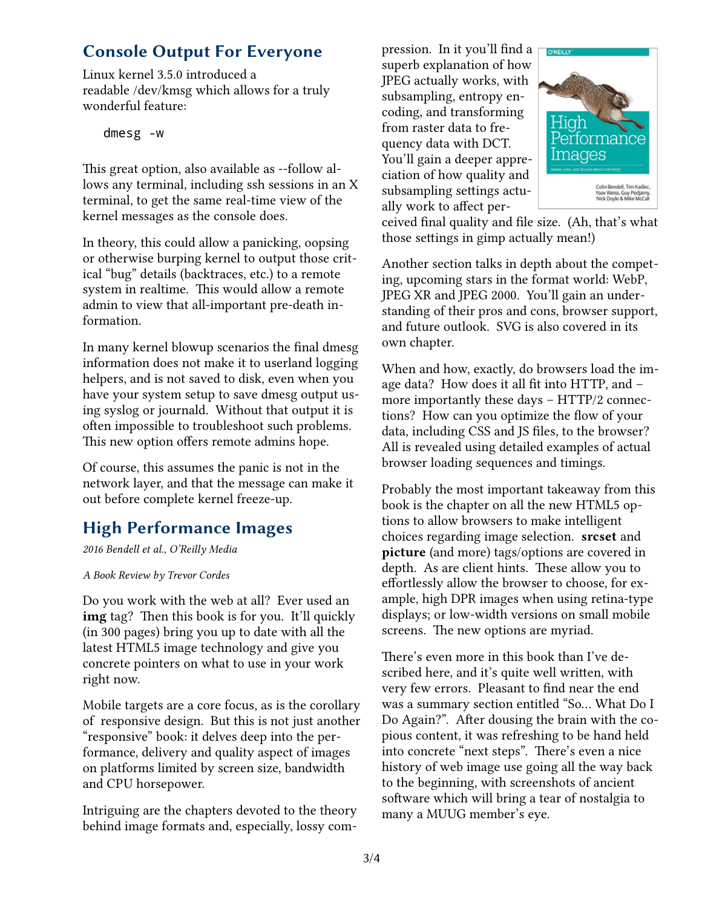## Console Output For Everyone

Linux kernel 3.5.0 introduced a readable /dev/kmsg which allows for a truly wonderful feature:

```
dmesg -w
```

This great option, also available as --follow allows any terminal, including ssh sessions in an X terminal, to get the same real-time view of the kernel messages as the console does.

In theory, this could allow a panicking, oopsing or otherwise burping kernel to output those critical "bug" details (backtraces, etc.) to a remote system in realtime. This would allow a remote admin to view that all-important pre-death information.

In many kernel blowup scenarios the final dmesg information does not make it to userland logging helpers, and is not saved to disk, even when you have your system setup to save dmesg output using syslog or journald. Without that output it is often impossible to troubleshoot such problems. This new option offers remote admins hope.

Of course, this assumes the panic is not in the network layer, and that the message can make it out before complete kernel freeze-up.

## High Performance Images

*2016 Bendell et al., O'Reilly Media*

*A Book Review by Trevor Cordes*

Do you work with the web at all? Ever used an **img** tag? Then this book is for you. It'll quickly (in 300 pages) bring you up to date with all the latest HTML5 image technology and give you concrete pointers on what to use in your work right now.

Mobile targets are a core focus, as is the corollary of responsive design. But this is not just another "responsive" book: it delves deep into the performance, delivery and quality aspect of images on platforms limited by screen size, bandwidth and CPU horsepower.

Intriguing are the chapters devoted to the theory behind image formats and, especially, lossy compression. In it you'll find a superb explanation of how JPEG actually works, with subsampling, entropy encoding, and transforming from raster data to frequency data with DCT. You'll gain a deeper appreciation of how quality and subsampling settings actually work to affect perceived final quality and file size. (Ah, that's what those settings in gimp actually mean!)

Another section talks in depth about the competing, upcoming stars in the format world: WebP, JPEG XR and JPEG 2000. You'll gain an understanding of their pros and cons, browser support, and future outlook. SVG is also covered in its own chapter.

When and how, exactly, do browsers load the image data? How does it all fit into HTTP, and – more importantly these days – HTTP/2 connections? How can you optimize the flow of your data, including CSS and JS files, to the browser? All is revealed using detailed examples of actual browser loading sequences and timings.

Probably the most important takeaway from this book is the chapter on all the new HTML5 options to allow browsers to make intelligent choices regarding image selection. **srcset** and **picture** (and more) tags/options are covered in depth. As are client hints. These allow you to effortlessly allow the browser to choose, for example, high DPR images when using retina-type displays; or low-width versions on small mobile screens. The new options are myriad.

There's even more in this book than I've described here, and it's quite well written, with very few errors. Pleasant to find near the end was a summary section entitled "So... What Do I Do Again?". After dousing the brain with the copious content, it was refreshing to be hand held into concrete "next steps". There's even a nice history of web image use going all the way back to the beginning, with screenshots of ancient software which will bring a tear of nostalgia to many a MUUG member's eye.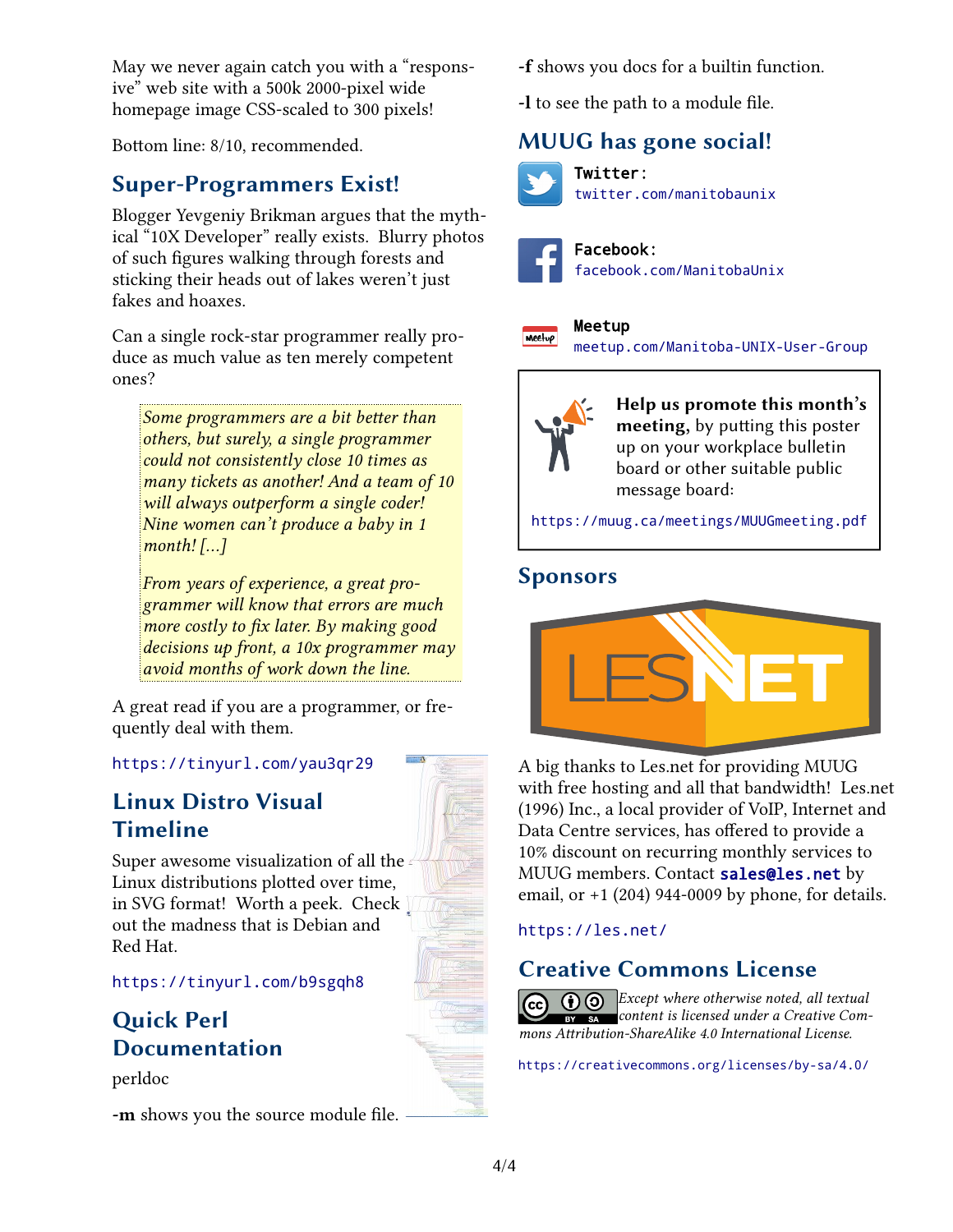May we never again catch you with a "responsive" web site with a 500k 2000-pixel wide homepage image CSS-scaled to 300 pixels!

Bottom line: 8/10, recommended.

## Super-Programmers Exist!

Blogger Yevgeniy Brikman argues that the mythical "10X Developer" really exists. Blurry photos of such figures walking through forests and sticking their heads out of lakes weren't just fakes and hoaxes.

Can a single rock-star programmer really produce as much value as ten merely competent ones?

> *Some programmers are a bit better than others, but surely, a single programmer could not consistently close 10 times as many tickets as another! And a team of 10 will always outperform a single coder! Nine women can't produce a baby in 1 month! [...]*
>
> *From years of experience, a great programmer will know that errors are much more costly to fix later. By making good decisions up front, a 10x programmer may avoid months of work down the line.*

A great read if you are a programmer, or frequently deal with them.

https://tinyurl.com/yau3qr29

## Linux Distro Visual Timeline

Super awesome visualization of all the Linux distributions plotted over time, in SVG format! Worth a peek. Check out the madness that is Debian and Red Hat.

https://tinyurl.com/b9sgqh8

## Quick Perl Documentation

perldoc

**-m** shows you the source module file.

**-f** shows you docs for a builtin function.

**-l** to see the path to a module file.

## MUUG has gone social!

**Twitter:**
twitter.com/manitobaunix

**Facebook:**
facebook.com/ManitobaUnix

**Meetup**
meetup.com/Manitoba-UNIX-User-Group

**Help us promote this month's meeting,** by putting this poster up on your workplace bulletin board or other suitable public message board:

https://muug.ca/meetings/MUUGmeeting.pdf

## Sponsors

A big thanks to Les.net for providing MUUG with free hosting and all that bandwidth! Les.net (1996) Inc., a local provider of VoIP, Internet and Data Centre services, has offered to provide a 10% discount on recurring monthly services to MUUG members. Contact **sales@les.net** by email, or +1 (204) 944-0009 by phone, for details.

https://les.net/

## Creative Commons License

*Except where otherwise noted, all textual content is licensed under a Creative Commons Attribution-ShareAlike 4.0 International License.*

https://creativecommons.org/licenses/by-sa/4.0/